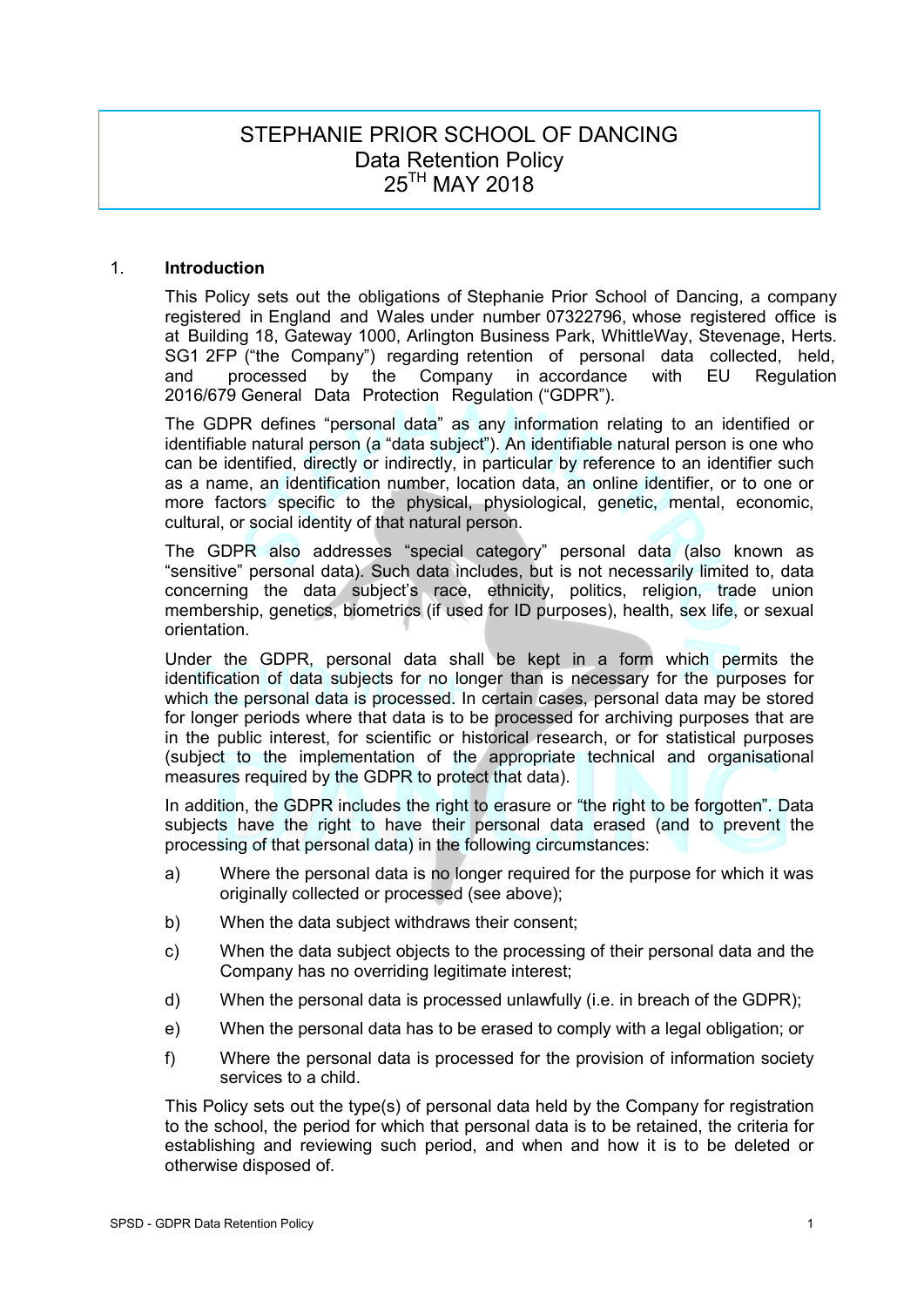# STEPHANIE PRIOR SCHOOL OF DANCING
## Data Retention Policy
## 25TH MAY 2018

## 1. Introduction

This Policy sets out the obligations of Stephanie Prior School of Dancing, a company registered in England and Wales under number 07322796, whose registered office is at Building 18, Gateway 1000, Arlington Business Park, WhittleWay, Stevenage, Herts. SG1 2FP ("the Company") regarding retention of personal data collected, held, and processed by the Company in accordance with EU Regulation 2016/679 General Data Protection Regulation ("GDPR").

The GDPR defines "personal data" as any information relating to an identified or identifiable natural person (a "data subject"). An identifiable natural person is one who can be identified, directly or indirectly, in particular by reference to an identifier such as a name, an identification number, location data, an online identifier, or to one or more factors specific to the physical, physiological, genetic, mental, economic, cultural, or social identity of that natural person.

The GDPR also addresses "special category" personal data (also known as "sensitive" personal data). Such data includes, but is not necessarily limited to, data concerning the data subject's race, ethnicity, politics, religion, trade union membership, genetics, biometrics (if used for ID purposes), health, sex life, or sexual orientation.

Under the GDPR, personal data shall be kept in a form which permits the identification of data subjects for no longer than is necessary for the purposes for which the personal data is processed. In certain cases, personal data may be stored for longer periods where that data is to be processed for archiving purposes that are in the public interest, for scientific or historical research, or for statistical purposes (subject to the implementation of the appropriate technical and organisational measures required by the GDPR to protect that data).

In addition, the GDPR includes the right to erasure or "the right to be forgotten". Data subjects have the right to have their personal data erased (and to prevent the processing of that personal data) in the following circumstances:

a) Where the personal data is no longer required for the purpose for which it was originally collected or processed (see above);

b) When the data subject withdraws their consent;

c) When the data subject objects to the processing of their personal data and the Company has no overriding legitimate interest;

d) When the personal data is processed unlawfully (i.e. in breach of the GDPR);

e) When the personal data has to be erased to comply with a legal obligation; or

f) Where the personal data is processed for the provision of information society services to a child.

This Policy sets out the type(s) of personal data held by the Company for registration to the school, the period for which that personal data is to be retained, the criteria for establishing and reviewing such period, and when and how it is to be deleted or otherwise disposed of.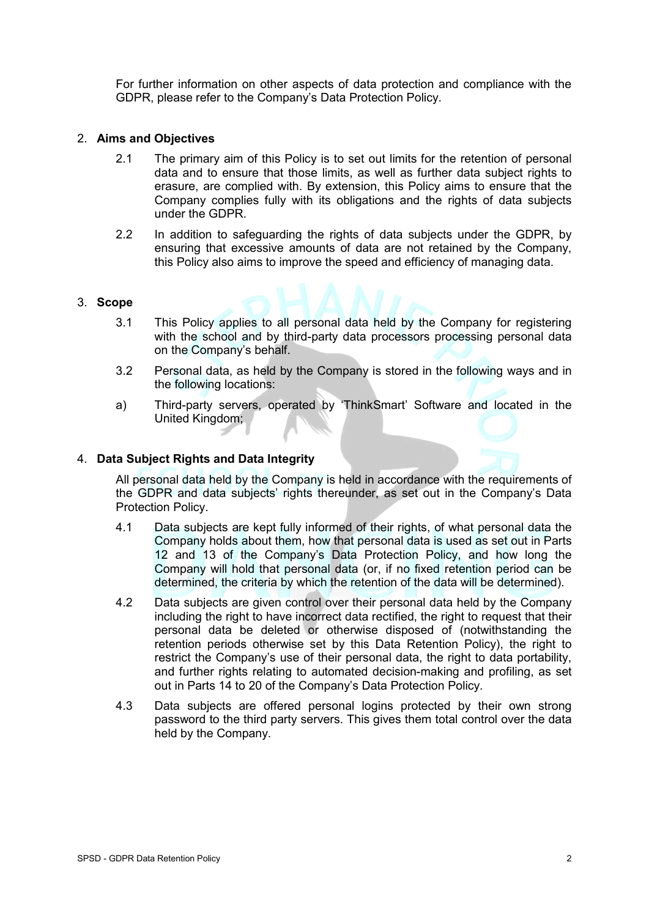For further information on other aspects of data protection and compliance with the GDPR, please refer to the Company's Data Protection Policy.

## 2. Aims and Objectives

2.1 The primary aim of this Policy is to set out limits for the retention of personal data and to ensure that those limits, as well as further data subject rights to erasure, are complied with. By extension, this Policy aims to ensure that the Company complies fully with its obligations and the rights of data subjects under the GDPR.

2.2 In addition to safeguarding the rights of data subjects under the GDPR, by ensuring that excessive amounts of data are not retained by the Company, this Policy also aims to improve the speed and efficiency of managing data.

## 3. Scope

3.1 This Policy applies to all personal data held by the Company for registering with the school and by third-party data processors processing personal data on the Company's behalf.

3.2 Personal data, as held by the Company is stored in the following ways and in the following locations:

a) Third-party servers, operated by 'ThinkSmart' Software and located in the United Kingdom;

## 4. Data Subject Rights and Data Integrity

All personal data held by the Company is held in accordance with the requirements of the GDPR and data subjects' rights thereunder, as set out in the Company's Data Protection Policy.

4.1 Data subjects are kept fully informed of their rights, of what personal data the Company holds about them, how that personal data is used as set out in Parts 12 and 13 of the Company's Data Protection Policy, and how long the Company will hold that personal data (or, if no fixed retention period can be determined, the criteria by which the retention of the data will be determined).

4.2 Data subjects are given control over their personal data held by the Company including the right to have incorrect data rectified, the right to request that their personal data be deleted or otherwise disposed of (notwithstanding the retention periods otherwise set by this Data Retention Policy), the right to restrict the Company's use of their personal data, the right to data portability, and further rights relating to automated decision-making and profiling, as set out in Parts 14 to 20 of the Company's Data Protection Policy.

4.3 Data subjects are offered personal logins protected by their own strong password to the third party servers. This gives them total control over the data held by the Company.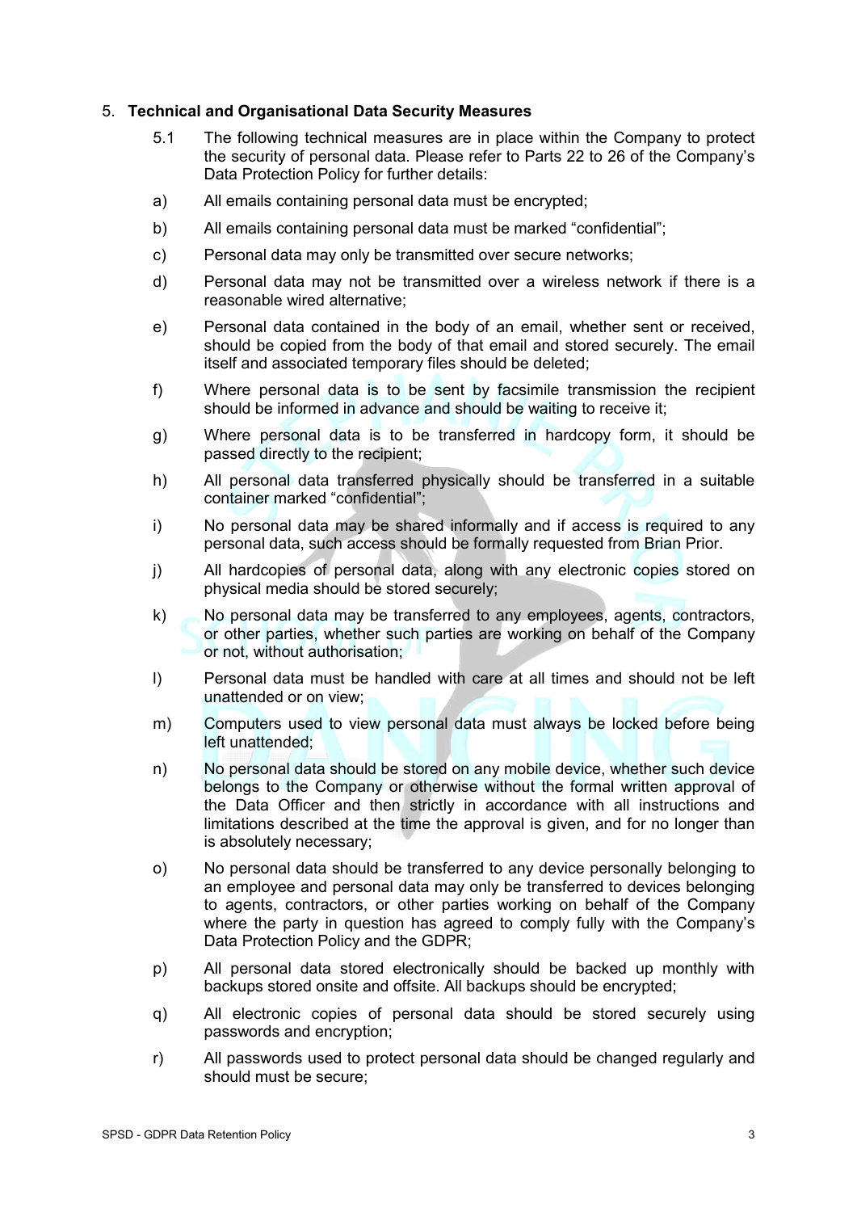## 5. **Technical and Organisational Data Security Measures**

5.1 The following technical measures are in place within the Company to protect the security of personal data. Please refer to Parts 22 to 26 of the Company's Data Protection Policy for further details:

a) All emails containing personal data must be encrypted;

b) All emails containing personal data must be marked "confidential";

c) Personal data may only be transmitted over secure networks;

d) Personal data may not be transmitted over a wireless network if there is a reasonable wired alternative;

e) Personal data contained in the body of an email, whether sent or received, should be copied from the body of that email and stored securely. The email itself and associated temporary files should be deleted;

f) Where personal data is to be sent by facsimile transmission the recipient should be informed in advance and should be waiting to receive it;

g) Where personal data is to be transferred in hardcopy form, it should be passed directly to the recipient;

h) All personal data transferred physically should be transferred in a suitable container marked "confidential";

i) No personal data may be shared informally and if access is required to any personal data, such access should be formally requested from Brian Prior.

j) All hardcopies of personal data, along with any electronic copies stored on physical media should be stored securely;

k) No personal data may be transferred to any employees, agents, contractors, or other parties, whether such parties are working on behalf of the Company or not, without authorisation;

l) Personal data must be handled with care at all times and should not be left unattended or on view;

m) Computers used to view personal data must always be locked before being left unattended;

n) No personal data should be stored on any mobile device, whether such device belongs to the Company or otherwise without the formal written approval of the Data Officer and then strictly in accordance with all instructions and limitations described at the time the approval is given, and for no longer than is absolutely necessary;

o) No personal data should be transferred to any device personally belonging to an employee and personal data may only be transferred to devices belonging to agents, contractors, or other parties working on behalf of the Company where the party in question has agreed to comply fully with the Company's Data Protection Policy and the GDPR;

p) All personal data stored electronically should be backed up monthly with backups stored onsite and offsite. All backups should be encrypted;

q) All electronic copies of personal data should be stored securely using passwords and encryption;

r) All passwords used to protect personal data should be changed regularly and should must be secure;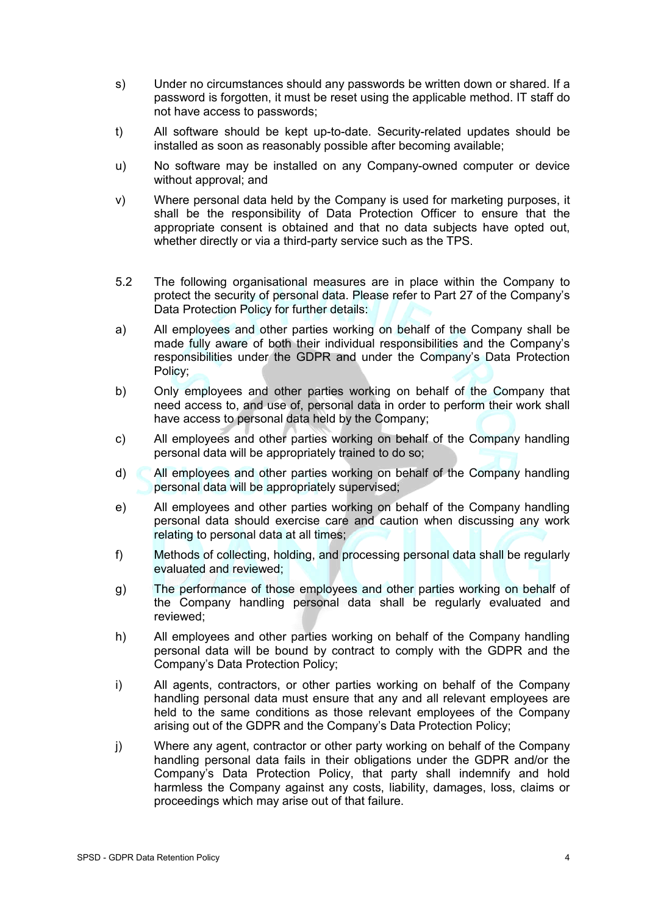s) Under no circumstances should any passwords be written down or shared. If a password is forgotten, it must be reset using the applicable method. IT staff do not have access to passwords;

t) All software should be kept up-to-date. Security-related updates should be installed as soon as reasonably possible after becoming available;

u) No software may be installed on any Company-owned computer or device without approval; and

v) Where personal data held by the Company is used for marketing purposes, it shall be the responsibility of Data Protection Officer to ensure that the appropriate consent is obtained and that no data subjects have opted out, whether directly or via a third-party service such as the TPS.

5.2 The following organisational measures are in place within the Company to protect the security of personal data. Please refer to Part 27 of the Company's Data Protection Policy for further details:

a) All employees and other parties working on behalf of the Company shall be made fully aware of both their individual responsibilities and the Company's responsibilities under the GDPR and under the Company's Data Protection Policy;

b) Only employees and other parties working on behalf of the Company that need access to, and use of, personal data in order to perform their work shall have access to personal data held by the Company;

c) All employees and other parties working on behalf of the Company handling personal data will be appropriately trained to do so;

d) All employees and other parties working on behalf of the Company handling personal data will be appropriately supervised;

e) All employees and other parties working on behalf of the Company handling personal data should exercise care and caution when discussing any work relating to personal data at all times;

f) Methods of collecting, holding, and processing personal data shall be regularly evaluated and reviewed;

g) The performance of those employees and other parties working on behalf of the Company handling personal data shall be regularly evaluated and reviewed;

h) All employees and other parties working on behalf of the Company handling personal data will be bound by contract to comply with the GDPR and the Company's Data Protection Policy;

i) All agents, contractors, or other parties working on behalf of the Company handling personal data must ensure that any and all relevant employees are held to the same conditions as those relevant employees of the Company arising out of the GDPR and the Company's Data Protection Policy;

j) Where any agent, contractor or other party working on behalf of the Company handling personal data fails in their obligations under the GDPR and/or the Company's Data Protection Policy, that party shall indemnify and hold harmless the Company against any costs, liability, damages, loss, claims or proceedings which may arise out of that failure.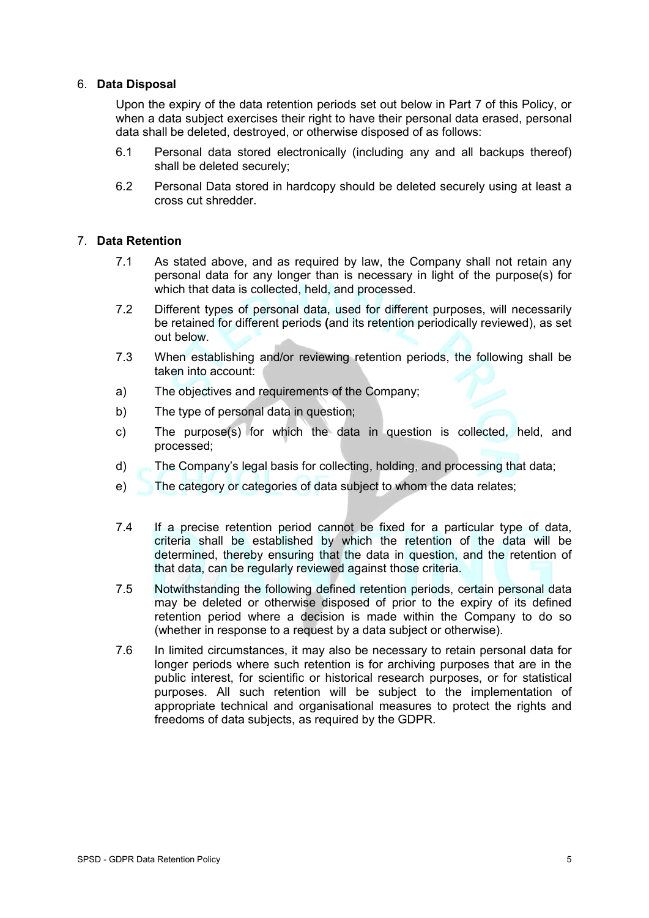## 6. Data Disposal

Upon the expiry of the data retention periods set out below in Part 7 of this Policy, or when a data subject exercises their right to have their personal data erased, personal data shall be deleted, destroyed, or otherwise disposed of as follows:

6.1 Personal data stored electronically (including any and all backups thereof) shall be deleted securely;

6.2 Personal Data stored in hardcopy should be deleted securely using at least a cross cut shredder.

## 7. Data Retention

7.1 As stated above, and as required by law, the Company shall not retain any personal data for any longer than is necessary in light of the purpose(s) for which that data is collected, held, and processed.

7.2 Different types of personal data, used for different purposes, will necessarily be retained for different periods **(**and its retention periodically reviewed), as set out below.

7.3 When establishing and/or reviewing retention periods, the following shall be taken into account:

a) The objectives and requirements of the Company;

b) The type of personal data in question;

c) The purpose(s) for which the data in question is collected, held, and processed;

d) The Company's legal basis for collecting, holding, and processing that data;

e) The category or categories of data subject to whom the data relates;

7.4 If a precise retention period cannot be fixed for a particular type of data, criteria shall be established by which the retention of the data will be determined, thereby ensuring that the data in question, and the retention of that data, can be regularly reviewed against those criteria.

7.5 Notwithstanding the following defined retention periods, certain personal data may be deleted or otherwise disposed of prior to the expiry of its defined retention period where a decision is made within the Company to do so (whether in response to a request by a data subject or otherwise).

7.6 In limited circumstances, it may also be necessary to retain personal data for longer periods where such retention is for archiving purposes that are in the public interest, for scientific or historical research purposes, or for statistical purposes. All such retention will be subject to the implementation of appropriate technical and organisational measures to protect the rights and freedoms of data subjects, as required by the GDPR.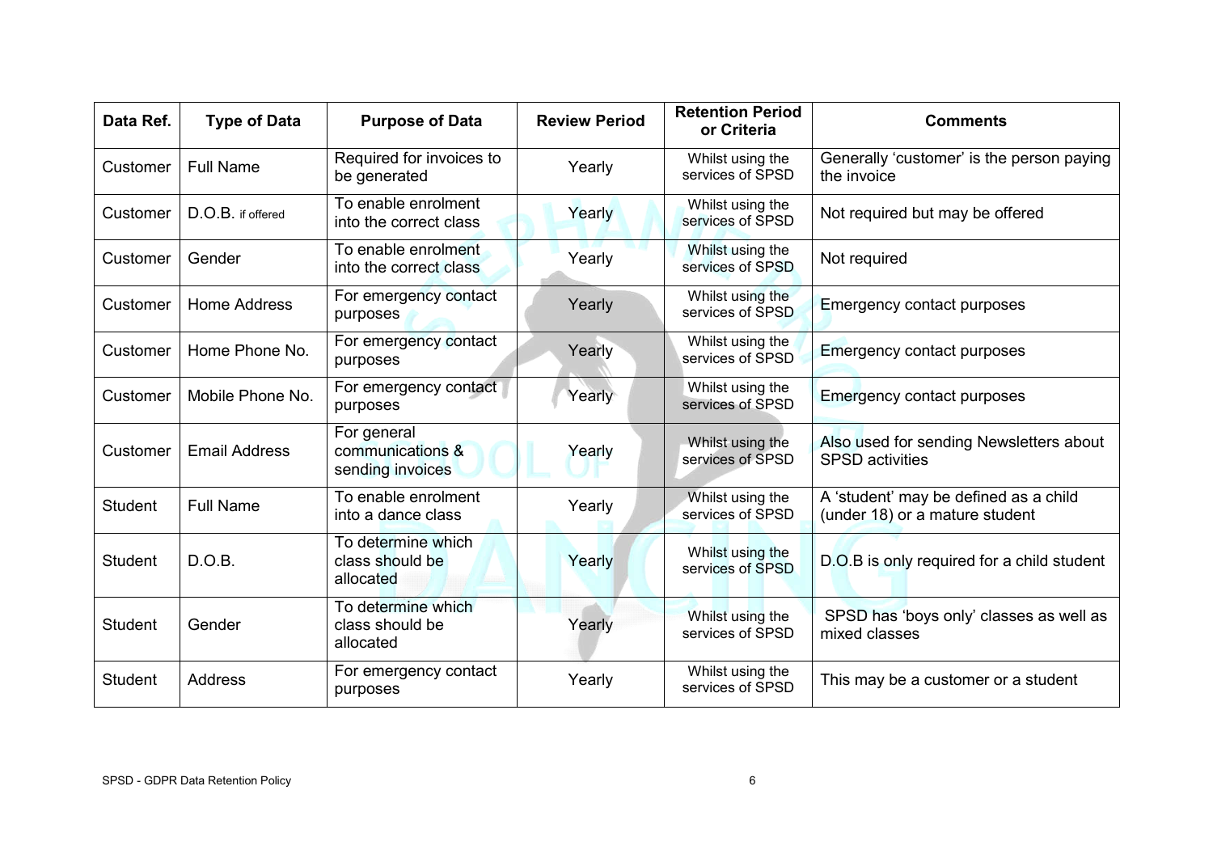| Data Ref. | Type of Data | Purpose of Data | Review Period | Retention Period or Criteria | Comments |
|---|---|---|---|---|---|
| Customer | Full Name | Required for invoices to be generated | Yearly | Whilst using the services of SPSD | Generally 'customer' is the person paying the invoice |
| Customer | D.O.B. if offered | To enable enrolment into the correct class | Yearly | Whilst using the services of SPSD | Not required but may be offered |
| Customer | Gender | To enable enrolment into the correct class | Yearly | Whilst using the services of SPSD | Not required |
| Customer | Home Address | For emergency contact purposes | Yearly | Whilst using the services of SPSD | Emergency contact purposes |
| Customer | Home Phone No. | For emergency contact purposes | Yearly | Whilst using the services of SPSD | Emergency contact purposes |
| Customer | Mobile Phone No. | For emergency contact purposes | Yearly | Whilst using the services of SPSD | Emergency contact purposes |
| Customer | Email Address | For general communications & sending invoices | Yearly | Whilst using the services of SPSD | Also used for sending Newsletters about SPSD activities |
| Student | Full Name | To enable enrolment into a dance class | Yearly | Whilst using the services of SPSD | A 'student' may be defined as a child (under 18) or a mature student |
| Student | D.O.B. | To determine which class should be allocated | Yearly | Whilst using the services of SPSD | D.O.B is only required for a child student |
| Student | Gender | To determine which class should be allocated | Yearly | Whilst using the services of SPSD | SPSD has 'boys only' classes as well as mixed classes |
| Student | Address | For emergency contact purposes | Yearly | Whilst using the services of SPSD | This may be a customer or a student |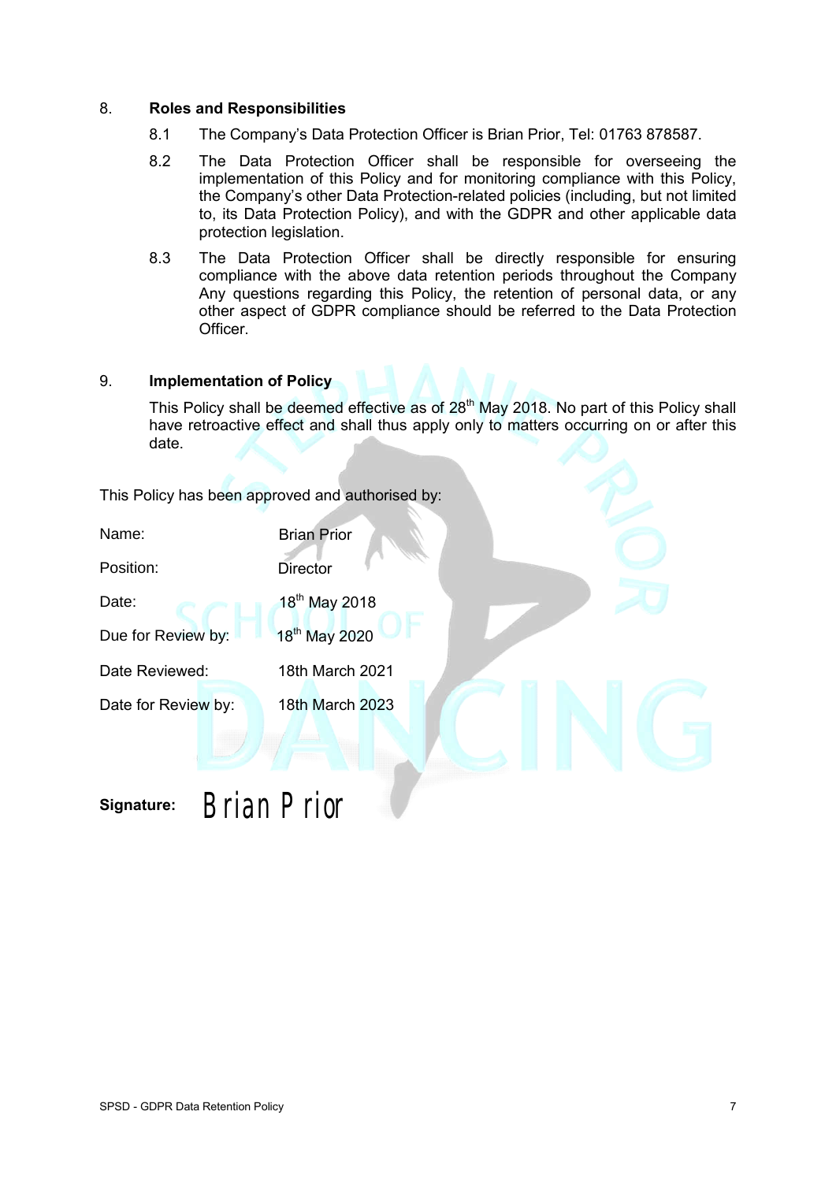## 8. Roles and Responsibilities

8.1 The Company's Data Protection Officer is Brian Prior, Tel: 01763 878587.

8.2 The Data Protection Officer shall be responsible for overseeing the implementation of this Policy and for monitoring compliance with this Policy, the Company's other Data Protection-related policies (including, but not limited to, its Data Protection Policy), and with the GDPR and other applicable data protection legislation.

8.3 The Data Protection Officer shall be directly responsible for ensuring compliance with the above data retention periods throughout the Company Any questions regarding this Policy, the retention of personal data, or any other aspect of GDPR compliance should be referred to the Data Protection Officer.

## 9. Implementation of Policy

This Policy shall be deemed effective as of 28th May 2018. No part of this Policy shall have retroactive effect and shall thus apply only to matters occurring on or after this date.

This Policy has been approved and authorised by:

| | |
|---|---|
| Name: | Brian Prior |
| Position: | Director |
| Date: | 18th May 2018 |
| Due for Review by: | 18th May 2020 |
| Date Reviewed: | 18th March 2021 |
| Date for Review by: | 18th March 2023 |

**Signature:** Brian Prior